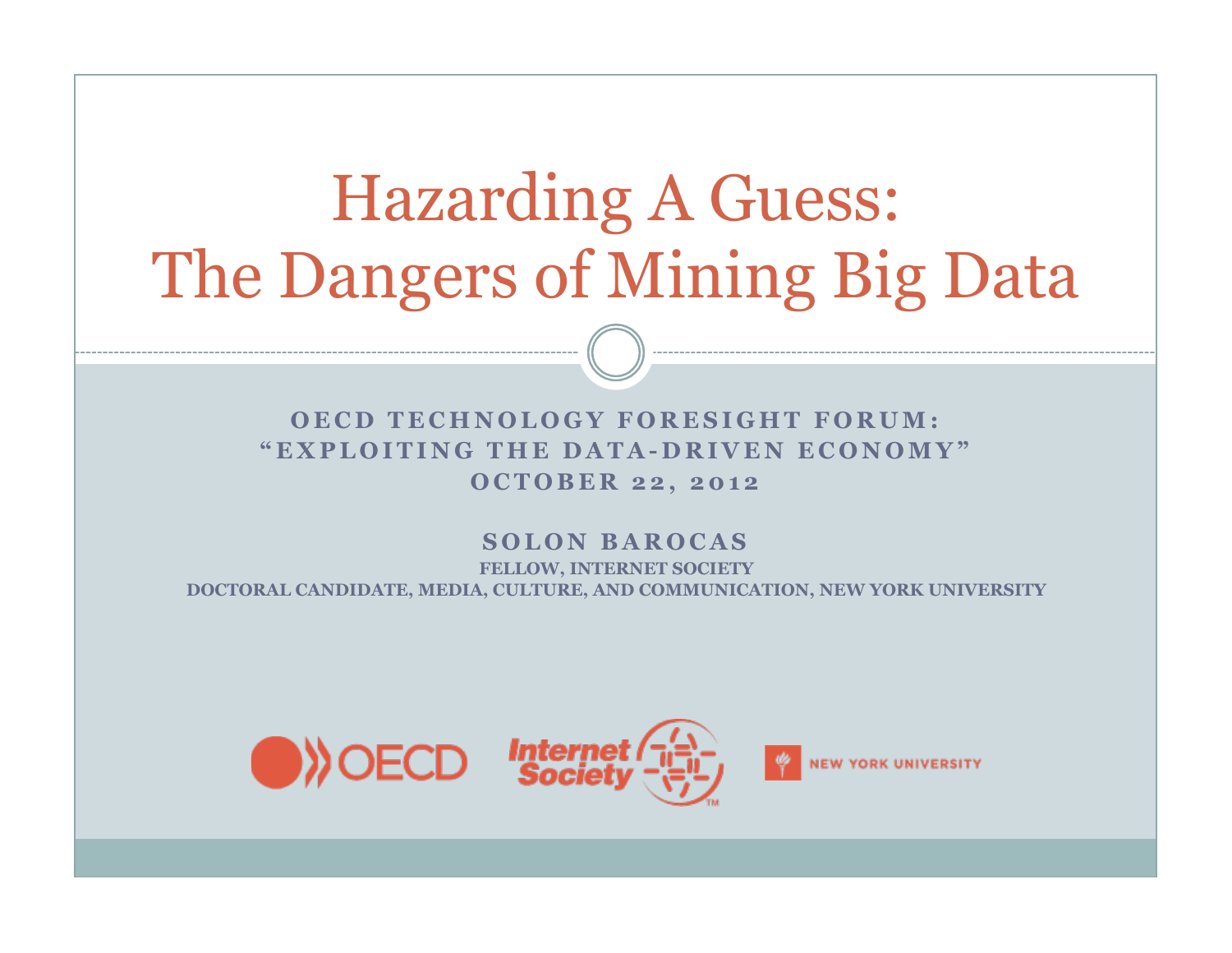# Hazarding A Guess: The Dangers of Mining Big Data

**OECD TECHNOLOGY FORESIGHT FORUM:**
**"EXPLOITING THE DATA-DRIVEN ECONOMY"**
**OCTOBER 22, 2012**

**SOLON BAROCAS**
**FELLOW, INTERNET SOCIETY**
**DOCTORAL CANDIDATE, MEDIA, CULTURE, AND COMMUNICATION, NEW YORK UNIVERSITY**

OECD Internet Society NEW YORK UNIVERSITY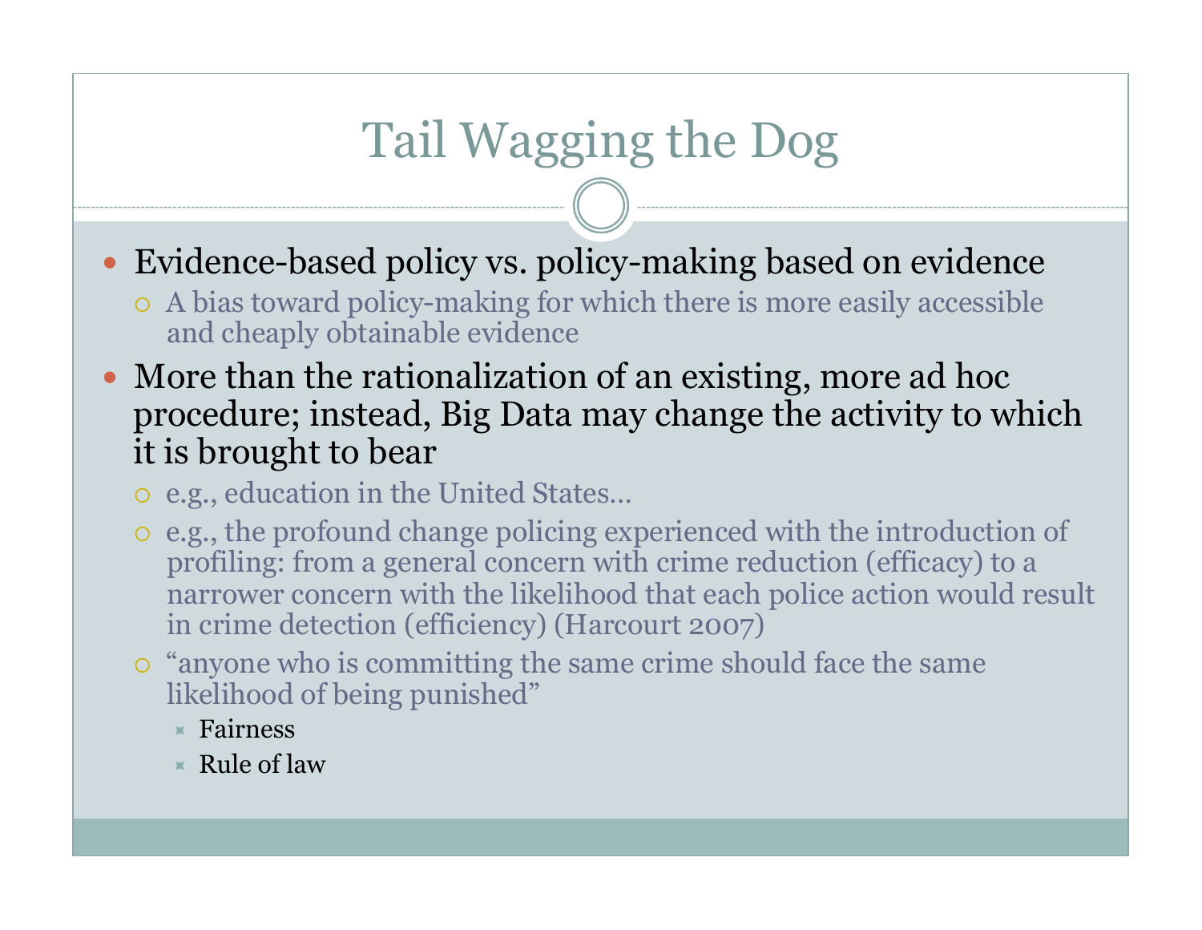# Tail Wagging the Dog

- Evidence-based policy vs. policy-making based on evidence
  - A bias toward policy-making for which there is more easily accessible and cheaply obtainable evidence
- More than the rationalization of an existing, more ad hoc procedure; instead, Big Data may change the activity to which it is brought to bear
  - e.g., education in the United States…
  - e.g., the profound change policing experienced with the introduction of profiling: from a general concern with crime reduction (efficacy) to a narrower concern with the likelihood that each police action would result in crime detection (efficiency) (Harcourt 2007)
  - "anyone who is committing the same crime should face the same likelihood of being punished"
    - Fairness
    - Rule of law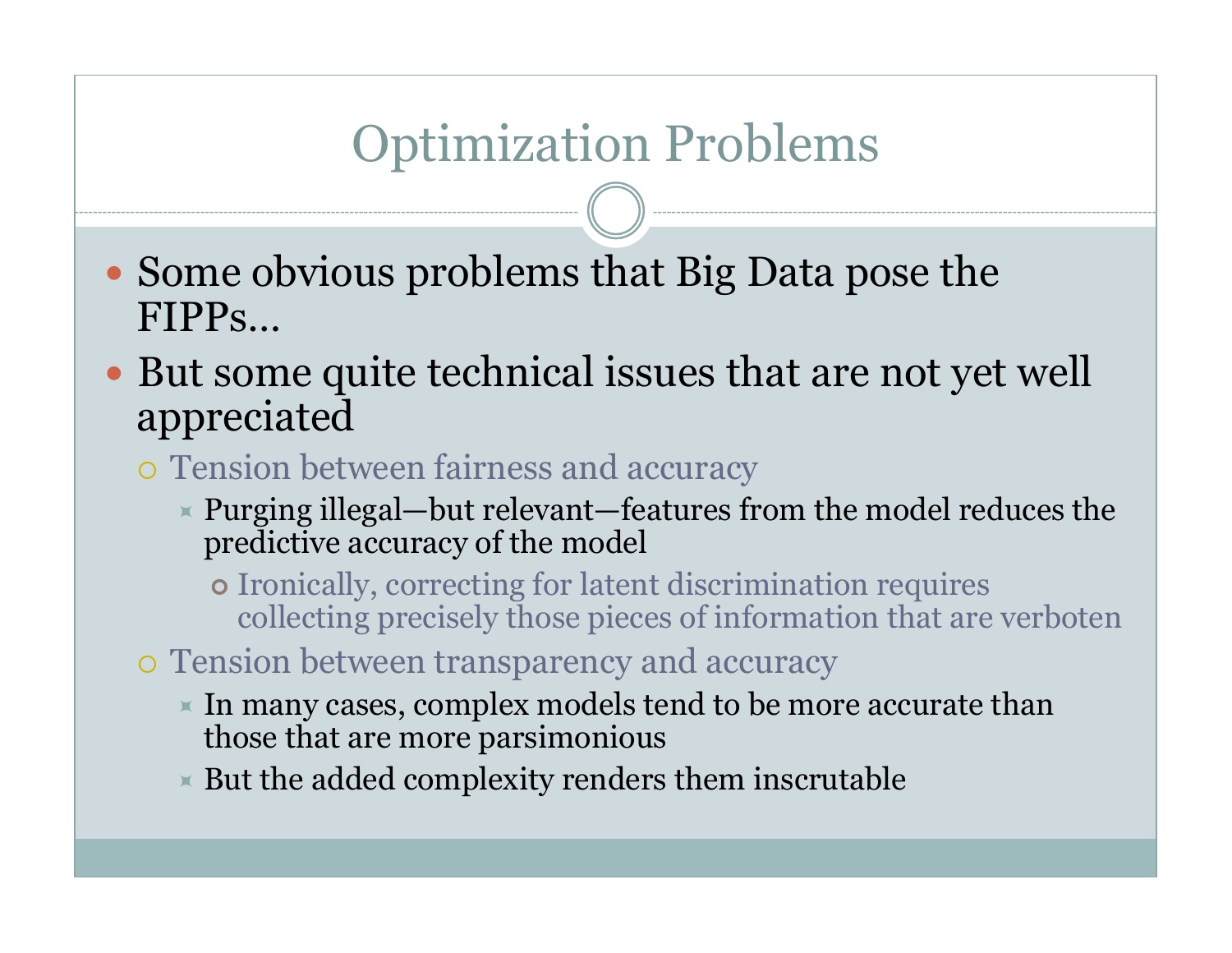# Optimization Problems

- Some obvious problems that Big Data pose the FIPPs…
- But some quite technical issues that are not yet well appreciated
  - Tension between fairness and accuracy
    - Purging illegal—but relevant—features from the model reduces the predictive accuracy of the model
      - Ironically, correcting for latent discrimination requires collecting precisely those pieces of information that are verboten
  - Tension between transparency and accuracy
    - In many cases, complex models tend to be more accurate than those that are more parsimonious
    - But the added complexity renders them inscrutable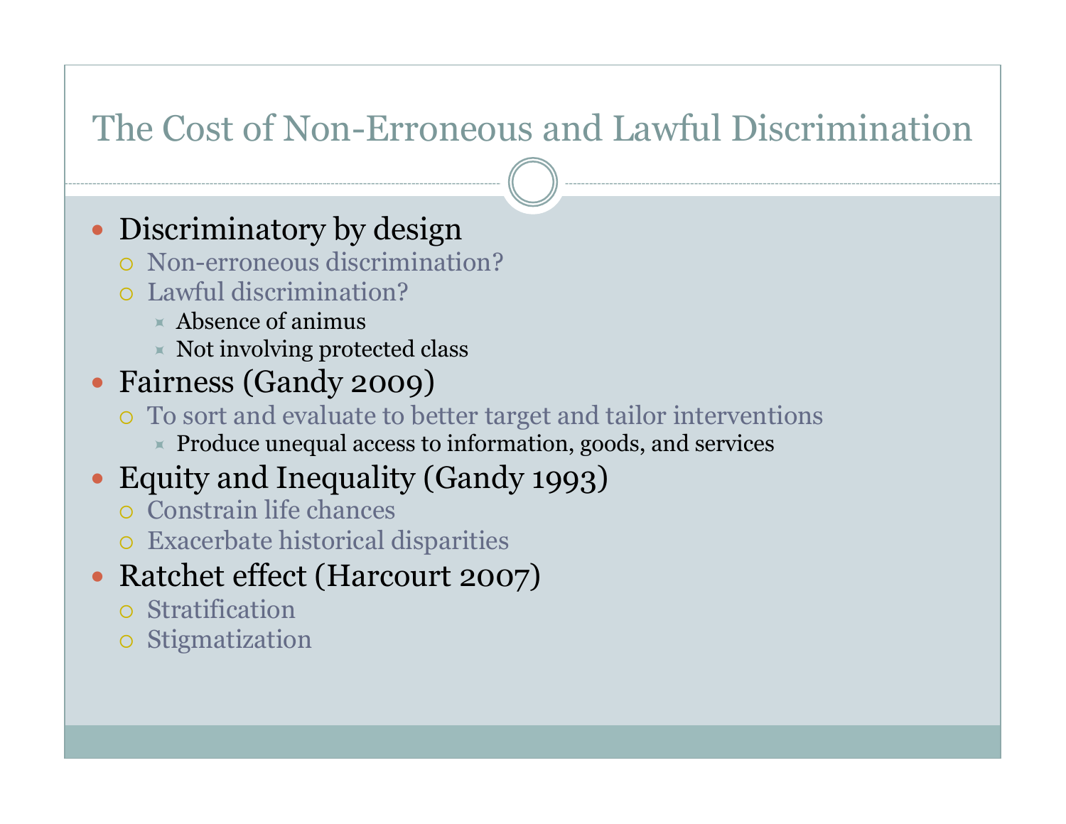# The Cost of Non-Erroneous and Lawful Discrimination

- Discriminatory by design
  - Non-erroneous discrimination?
  - Lawful discrimination?
    - Absence of animus
    - Not involving protected class
- Fairness (Gandy 2009)
  - To sort and evaluate to better target and tailor interventions
    - Produce unequal access to information, goods, and services
- Equity and Inequality (Gandy 1993)
  - Constrain life chances
  - Exacerbate historical disparities
- Ratchet effect (Harcourt 2007)
  - Stratification
  - Stigmatization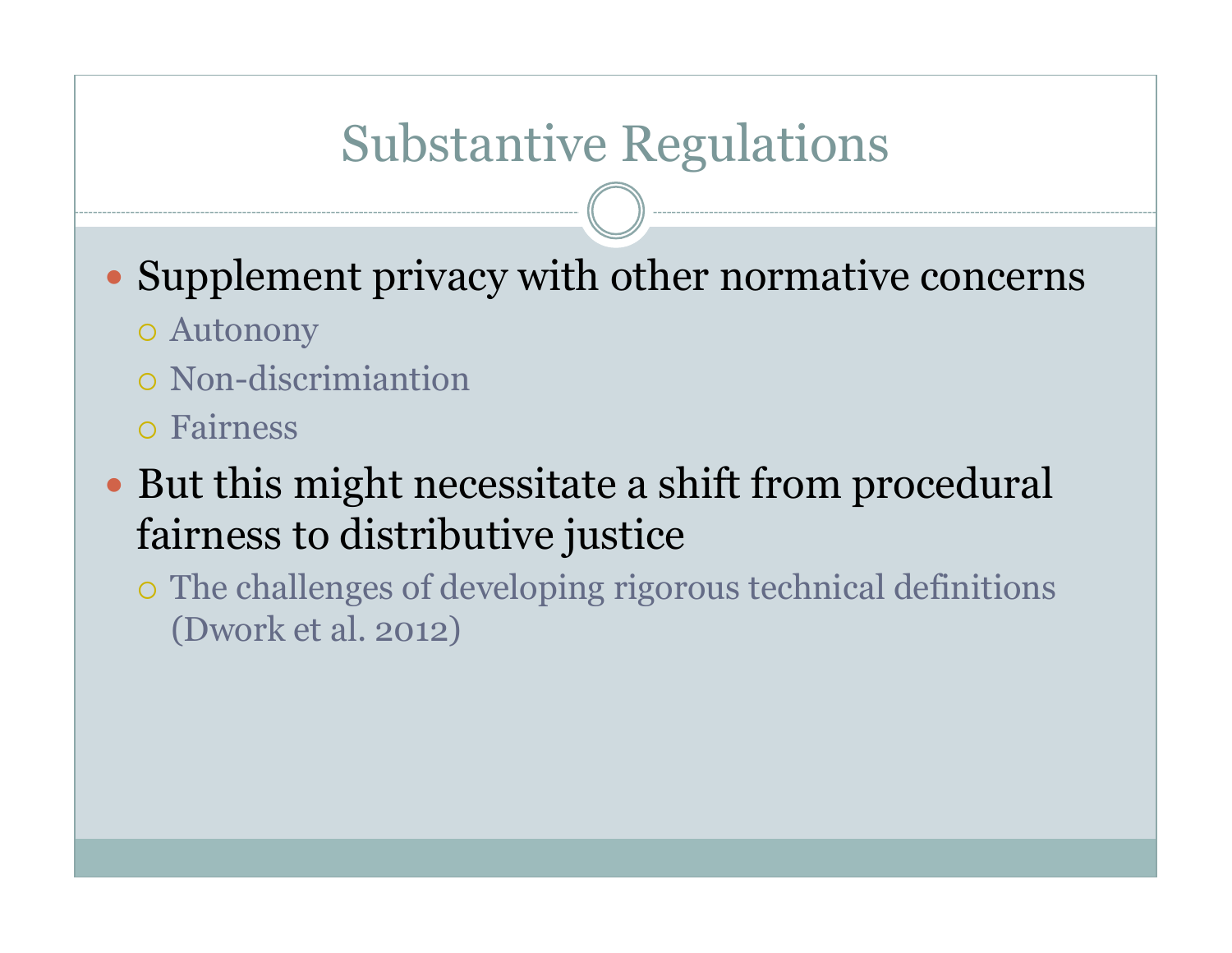# Substantive Regulations

- Supplement privacy with other normative concerns
  - Autonony
  - Non-discrimiantion
  - Fairness
- But this might necessitate a shift from procedural fairness to distributive justice
  - The challenges of developing rigorous technical definitions (Dwork et al. 2012)